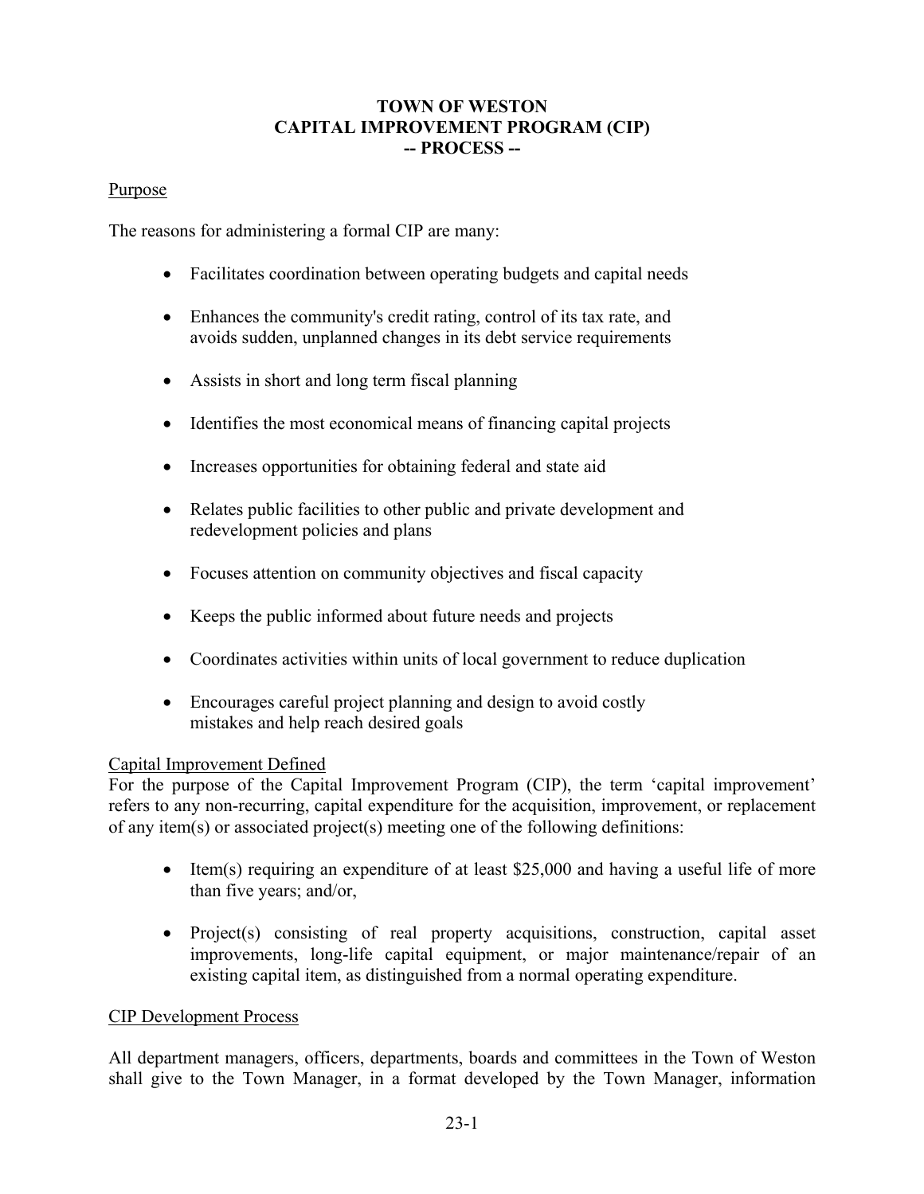# TOWN OF WESTON
# CAPITAL IMPROVEMENT PROGRAM (CIP)
# -- PROCESS --

## Purpose

The reasons for administering a formal CIP are many:

- Facilitates coordination between operating budgets and capital needs
- Enhances the community's credit rating, control of its tax rate, and avoids sudden, unplanned changes in its debt service requirements
- Assists in short and long term fiscal planning
- Identifies the most economical means of financing capital projects
- Increases opportunities for obtaining federal and state aid
- Relates public facilities to other public and private development and redevelopment policies and plans
- Focuses attention on community objectives and fiscal capacity
- Keeps the public informed about future needs and projects
- Coordinates activities within units of local government to reduce duplication
- Encourages careful project planning and design to avoid costly mistakes and help reach desired goals

## Capital Improvement Defined

For the purpose of the Capital Improvement Program (CIP), the term 'capital improvement' refers to any non-recurring, capital expenditure for the acquisition, improvement, or replacement of any item(s) or associated project(s) meeting one of the following definitions:

- Item(s) requiring an expenditure of at least $25,000 and having a useful life of more than five years; and/or,
- Project(s) consisting of real property acquisitions, construction, capital asset improvements, long-life capital equipment, or major maintenance/repair of an existing capital item, as distinguished from a normal operating expenditure.

## CIP Development Process

All department managers, officers, departments, boards and committees in the Town of Weston shall give to the Town Manager, in a format developed by the Town Manager, information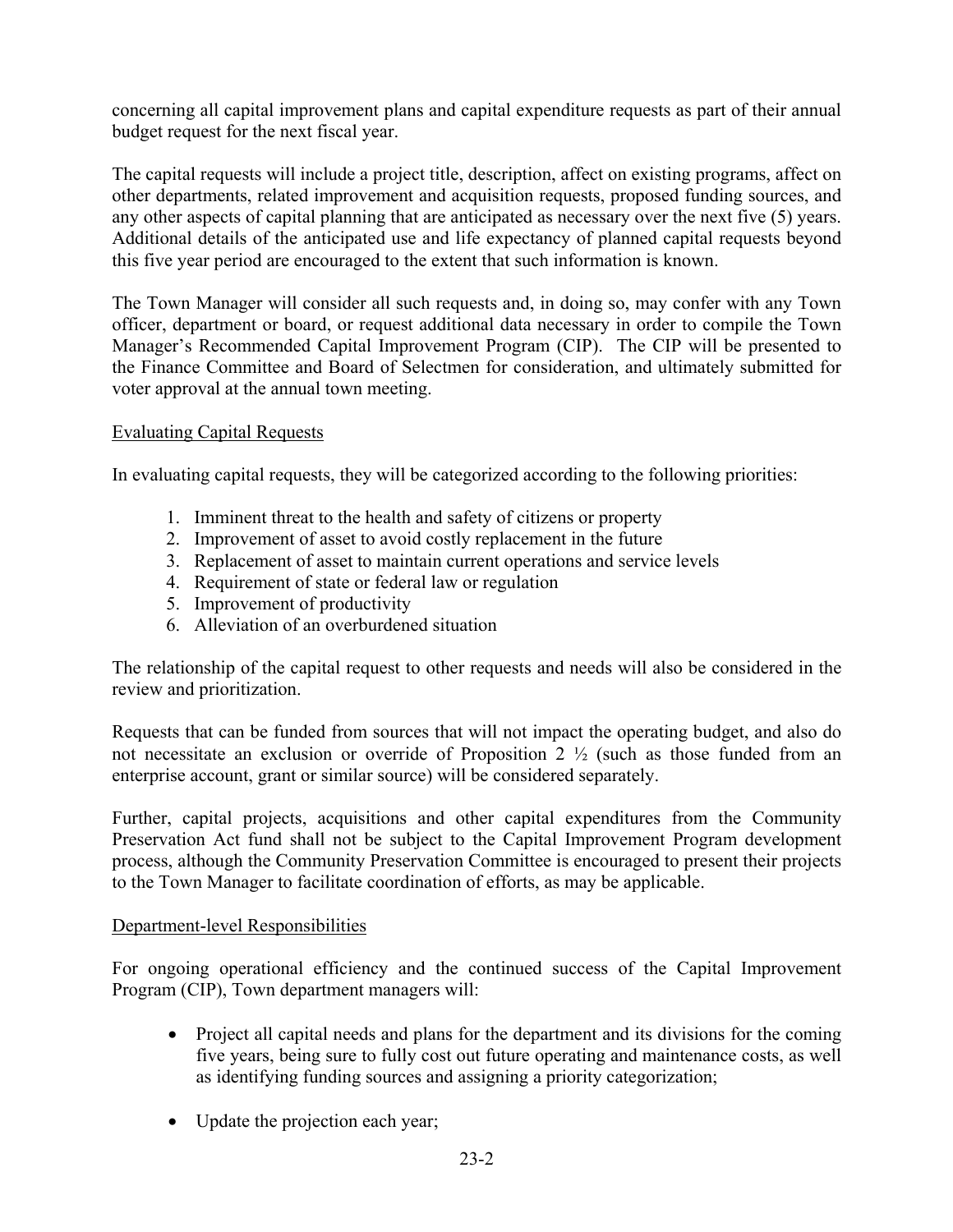concerning all capital improvement plans and capital expenditure requests as part of their annual budget request for the next fiscal year.

The capital requests will include a project title, description, affect on existing programs, affect on other departments, related improvement and acquisition requests, proposed funding sources, and any other aspects of capital planning that are anticipated as necessary over the next five (5) years. Additional details of the anticipated use and life expectancy of planned capital requests beyond this five year period are encouraged to the extent that such information is known.

The Town Manager will consider all such requests and, in doing so, may confer with any Town officer, department or board, or request additional data necessary in order to compile the Town Manager's Recommended Capital Improvement Program (CIP). The CIP will be presented to the Finance Committee and Board of Selectmen for consideration, and ultimately submitted for voter approval at the annual town meeting.

## Evaluating Capital Requests

In evaluating capital requests, they will be categorized according to the following priorities:

1. Imminent threat to the health and safety of citizens or property
2. Improvement of asset to avoid costly replacement in the future
3. Replacement of asset to maintain current operations and service levels
4. Requirement of state or federal law or regulation
5. Improvement of productivity
6. Alleviation of an overburdened situation

The relationship of the capital request to other requests and needs will also be considered in the review and prioritization.

Requests that can be funded from sources that will not impact the operating budget, and also do not necessitate an exclusion or override of Proposition 2 ½ (such as those funded from an enterprise account, grant or similar source) will be considered separately.

Further, capital projects, acquisitions and other capital expenditures from the Community Preservation Act fund shall not be subject to the Capital Improvement Program development process, although the Community Preservation Committee is encouraged to present their projects to the Town Manager to facilitate coordination of efforts, as may be applicable.

## Department-level Responsibilities

For ongoing operational efficiency and the continued success of the Capital Improvement Program (CIP), Town department managers will:

- Project all capital needs and plans for the department and its divisions for the coming five years, being sure to fully cost out future operating and maintenance costs, as well as identifying funding sources and assigning a priority categorization;
- Update the projection each year;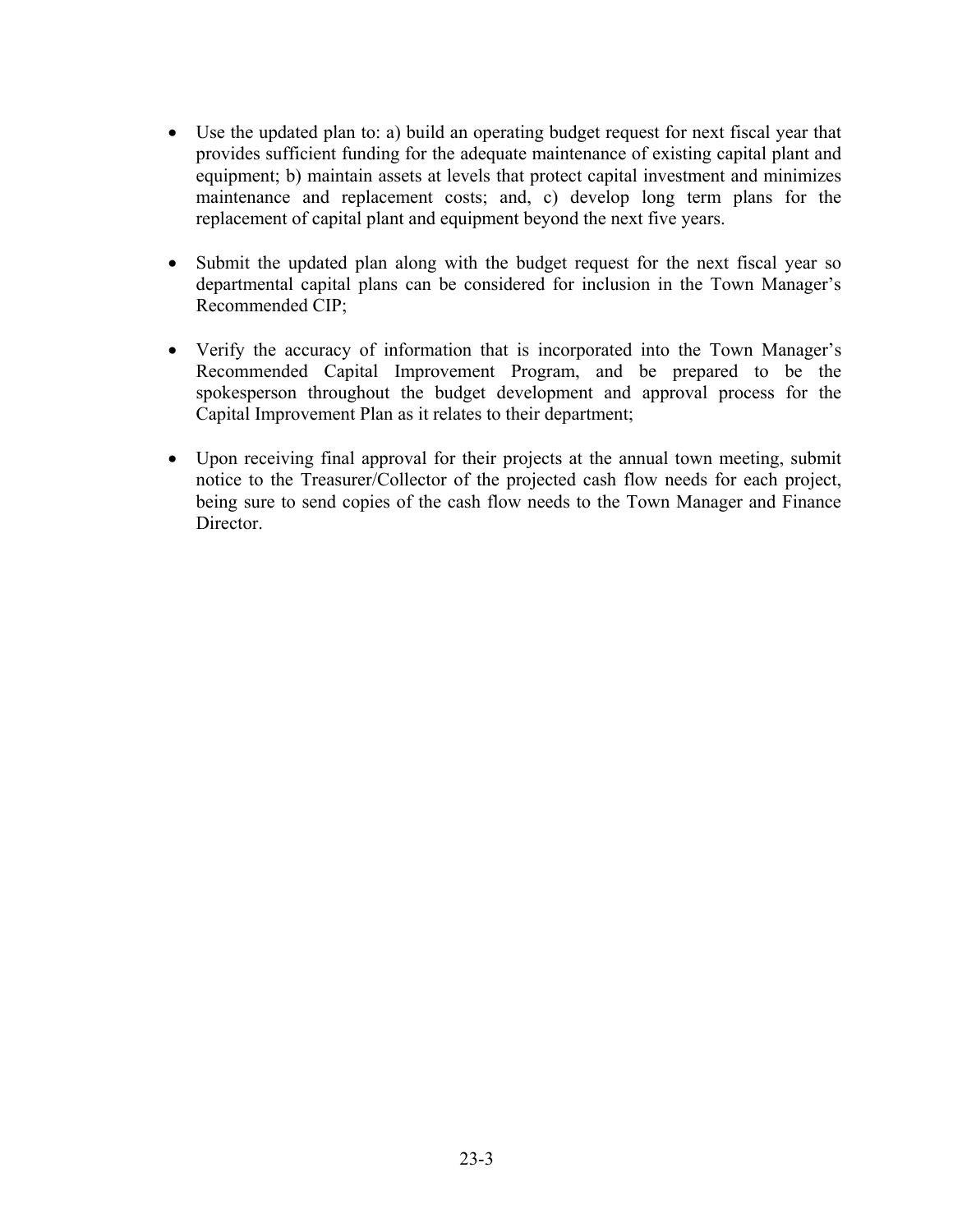- Use the updated plan to: a) build an operating budget request for next fiscal year that provides sufficient funding for the adequate maintenance of existing capital plant and equipment; b) maintain assets at levels that protect capital investment and minimizes maintenance and replacement costs; and, c) develop long term plans for the replacement of capital plant and equipment beyond the next five years.

- Submit the updated plan along with the budget request for the next fiscal year so departmental capital plans can be considered for inclusion in the Town Manager's Recommended CIP;

- Verify the accuracy of information that is incorporated into the Town Manager's Recommended Capital Improvement Program, and be prepared to be the spokesperson throughout the budget development and approval process for the Capital Improvement Plan as it relates to their department;

- Upon receiving final approval for their projects at the annual town meeting, submit notice to the Treasurer/Collector of the projected cash flow needs for each project, being sure to send copies of the cash flow needs to the Town Manager and Finance Director.